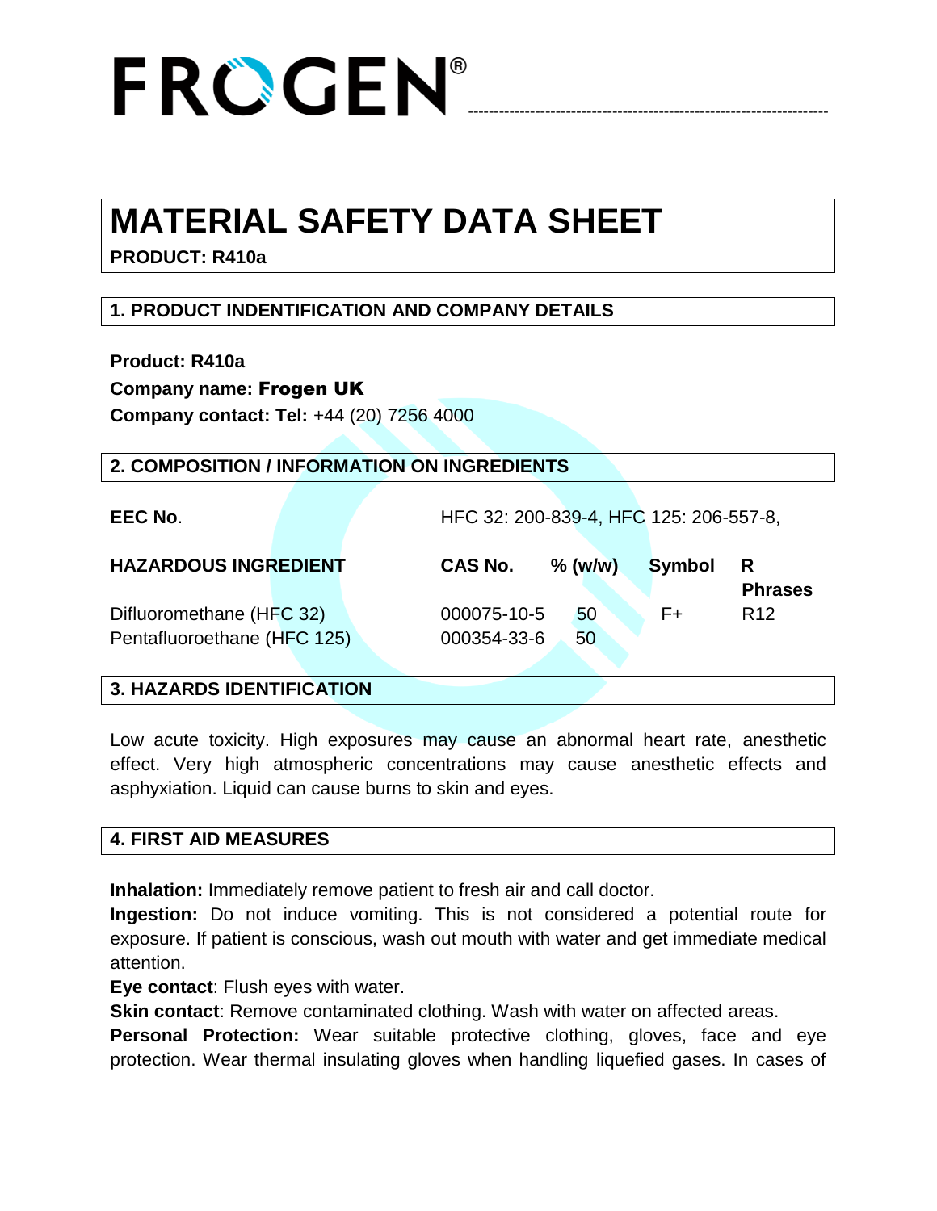# FROGEN®

# MATERIAL SAFETY DATA SHEET

**PRODUCT: R410a**

## 1. PRODUCT INDENTIFICATION AND COMPANY DETAILS

**Product: R410a**
**Company name: Frogen UK**
**Company contact: Tel:** +44 (20) 7256 4000

## 2. COMPOSITION / INFORMATION ON INGREDIENTS

**EEC No**. HFC 32: 200-839-4, HFC 125: 206-557-8,

| HAZARDOUS INGREDIENT | CAS No. | % (w/w) | Symbol | R Phrases |
|---|---|---|---|---|
| Difluoromethane (HFC 32) | 000075-10-5 | 50 | F+ | R12 |
| Pentafluoroethane (HFC 125) | 000354-33-6 | 50 | | |

## 3. HAZARDS IDENTIFICATION

Low acute toxicity. High exposures may cause an abnormal heart rate, anesthetic effect. Very high atmospheric concentrations may cause anesthetic effects and asphyxiation. Liquid can cause burns to skin and eyes.

## 4. FIRST AID MEASURES

**Inhalation:** Immediately remove patient to fresh air and call doctor.
**Ingestion:** Do not induce vomiting. This is not considered a potential route for exposure. If patient is conscious, wash out mouth with water and get immediate medical attention.
**Eye contact**: Flush eyes with water.
**Skin contact**: Remove contaminated clothing. Wash with water on affected areas.
**Personal Protection:** Wear suitable protective clothing, gloves, face and eye protection. Wear thermal insulating gloves when handling liquefied gases. In cases of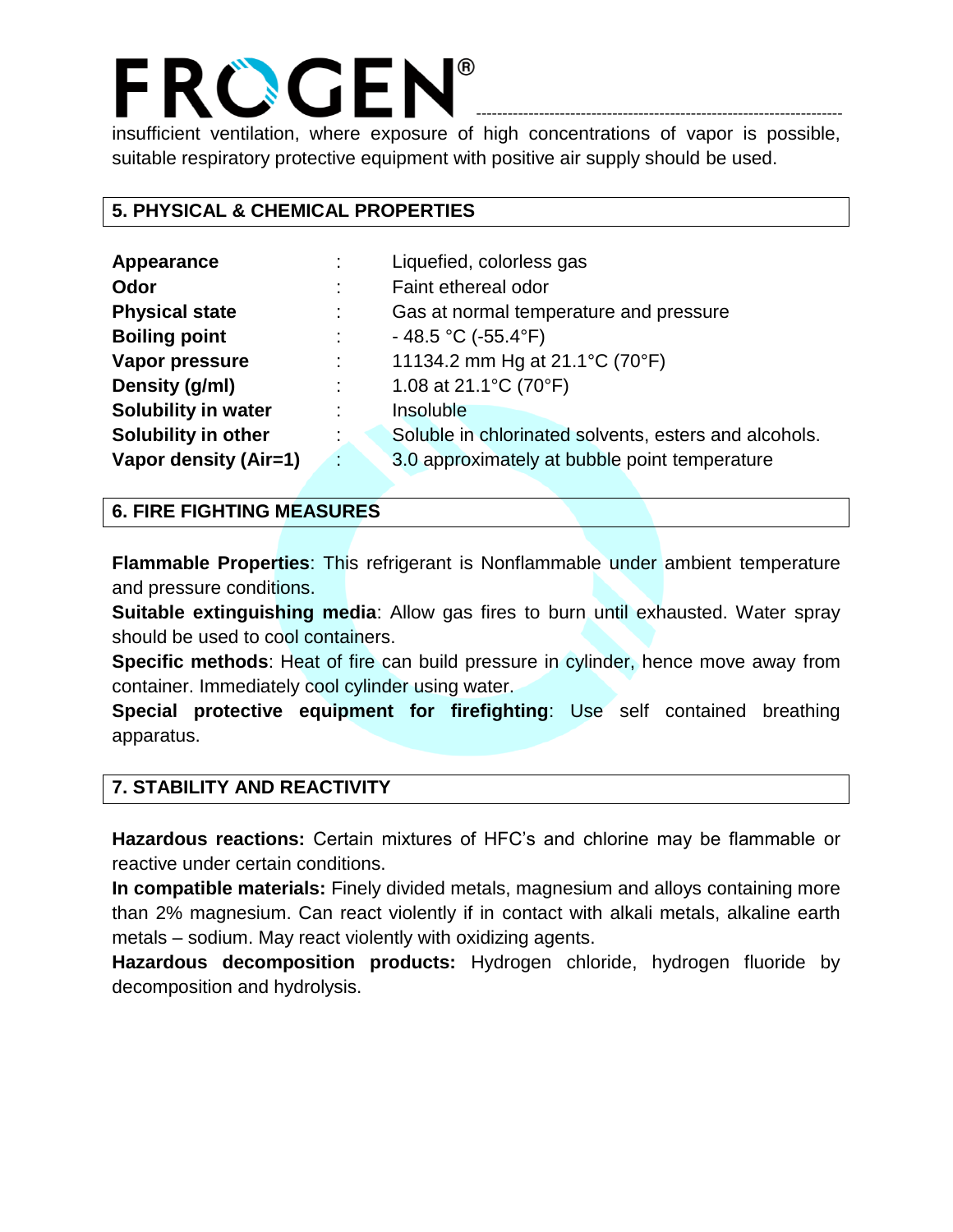insufficient ventilation, where exposure of high concentrations of vapor is possible, suitable respiratory protective equipment with positive air supply should be used.

## 5. PHYSICAL & CHEMICAL PROPERTIES

| | | |
|---|---|---|
| **Appearance** | : | Liquefied, colorless gas |
| **Odor** | : | Faint ethereal odor |
| **Physical state** | : | Gas at normal temperature and pressure |
| **Boiling point** | : | - 48.5 °C (-55.4°F) |
| **Vapor pressure** | : | 11134.2 mm Hg at 21.1°C (70°F) |
| **Density (g/ml)** | : | 1.08 at 21.1°C (70°F) |
| **Solubility in water** | : | Insoluble |
| **Solubility in other** | : | Soluble in chlorinated solvents, esters and alcohols. |
| **Vapor density (Air=1)** | : | 3.0 approximately at bubble point temperature |

## 6. FIRE FIGHTING MEASURES

**Flammable Properties**: This refrigerant is Nonflammable under ambient temperature and pressure conditions.

**Suitable extinguishing media**: Allow gas fires to burn until exhausted. Water spray should be used to cool containers.

**Specific methods**: Heat of fire can build pressure in cylinder, hence move away from container. Immediately cool cylinder using water.

**Special protective equipment for firefighting**: Use self contained breathing apparatus.

## 7. STABILITY AND REACTIVITY

**Hazardous reactions:** Certain mixtures of HFC's and chlorine may be flammable or reactive under certain conditions.

**In compatible materials:** Finely divided metals, magnesium and alloys containing more than 2% magnesium. Can react violently if in contact with alkali metals, alkaline earth metals – sodium. May react violently with oxidizing agents.

**Hazardous decomposition products:** Hydrogen chloride, hydrogen fluoride by decomposition and hydrolysis.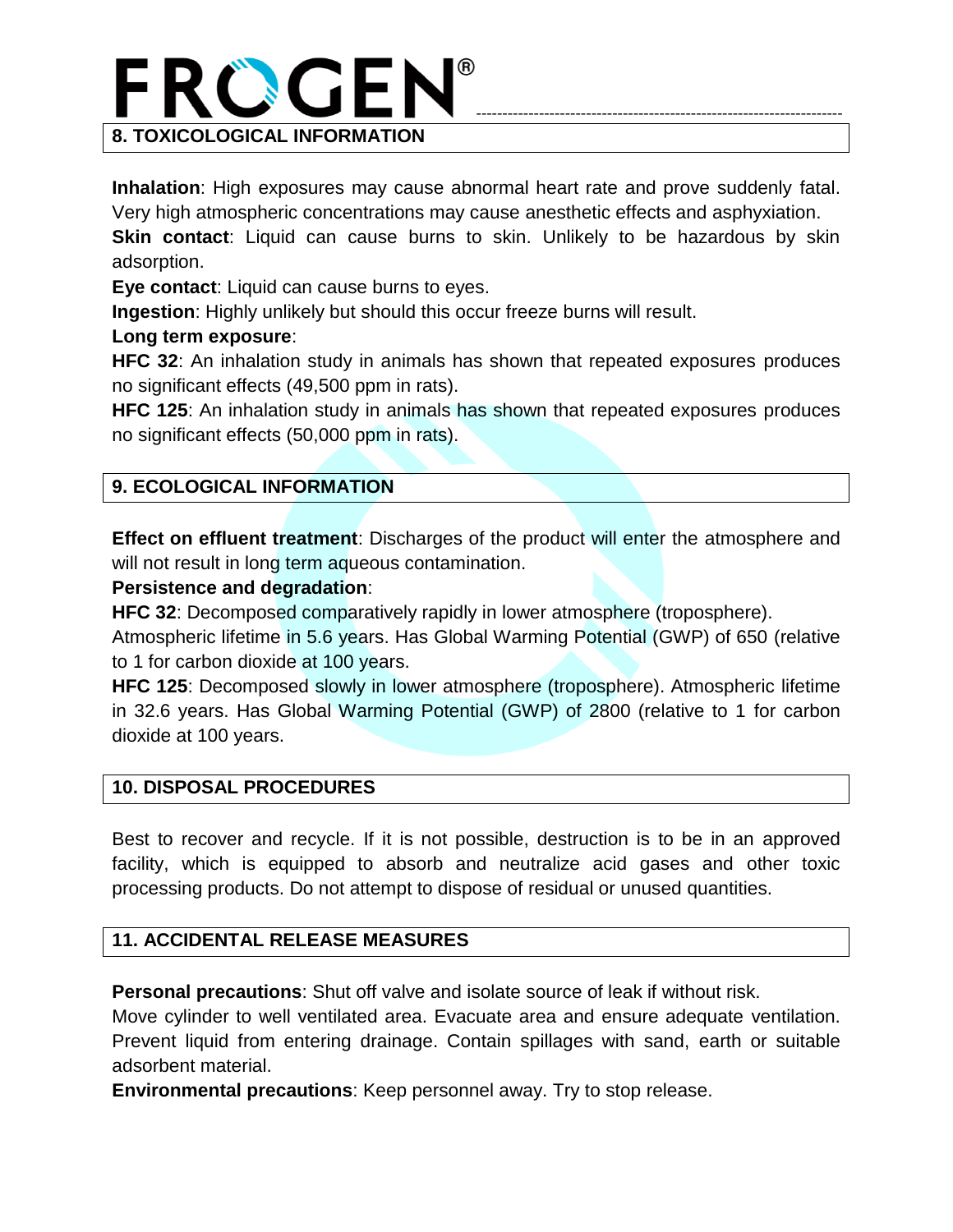## 8. TOXICOLOGICAL INFORMATION

**Inhalation**: High exposures may cause abnormal heart rate and prove suddenly fatal. Very high atmospheric concentrations may cause anesthetic effects and asphyxiation.

**Skin contact**: Liquid can cause burns to skin. Unlikely to be hazardous by skin adsorption.

**Eye contact**: Liquid can cause burns to eyes.

**Ingestion**: Highly unlikely but should this occur freeze burns will result.

**Long term exposure**:

**HFC 32**: An inhalation study in animals has shown that repeated exposures produces no significant effects (49,500 ppm in rats).

**HFC 125**: An inhalation study in animals has shown that repeated exposures produces no significant effects (50,000 ppm in rats).

## 9. ECOLOGICAL INFORMATION

**Effect on effluent treatment**: Discharges of the product will enter the atmosphere and will not result in long term aqueous contamination.

**Persistence and degradation**:

**HFC 32**: Decomposed comparatively rapidly in lower atmosphere (troposphere). Atmospheric lifetime in 5.6 years. Has Global Warming Potential (GWP) of 650 (relative to 1 for carbon dioxide at 100 years.

**HFC 125**: Decomposed slowly in lower atmosphere (troposphere). Atmospheric lifetime in 32.6 years. Has Global Warming Potential (GWP) of 2800 (relative to 1 for carbon dioxide at 100 years.

## 10. DISPOSAL PROCEDURES

Best to recover and recycle. If it is not possible, destruction is to be in an approved facility, which is equipped to absorb and neutralize acid gases and other toxic processing products. Do not attempt to dispose of residual or unused quantities.

## 11. ACCIDENTAL RELEASE MEASURES

**Personal precautions**: Shut off valve and isolate source of leak if without risk.

Move cylinder to well ventilated area. Evacuate area and ensure adequate ventilation. Prevent liquid from entering drainage. Contain spillages with sand, earth or suitable adsorbent material.

**Environmental precautions**: Keep personnel away. Try to stop release.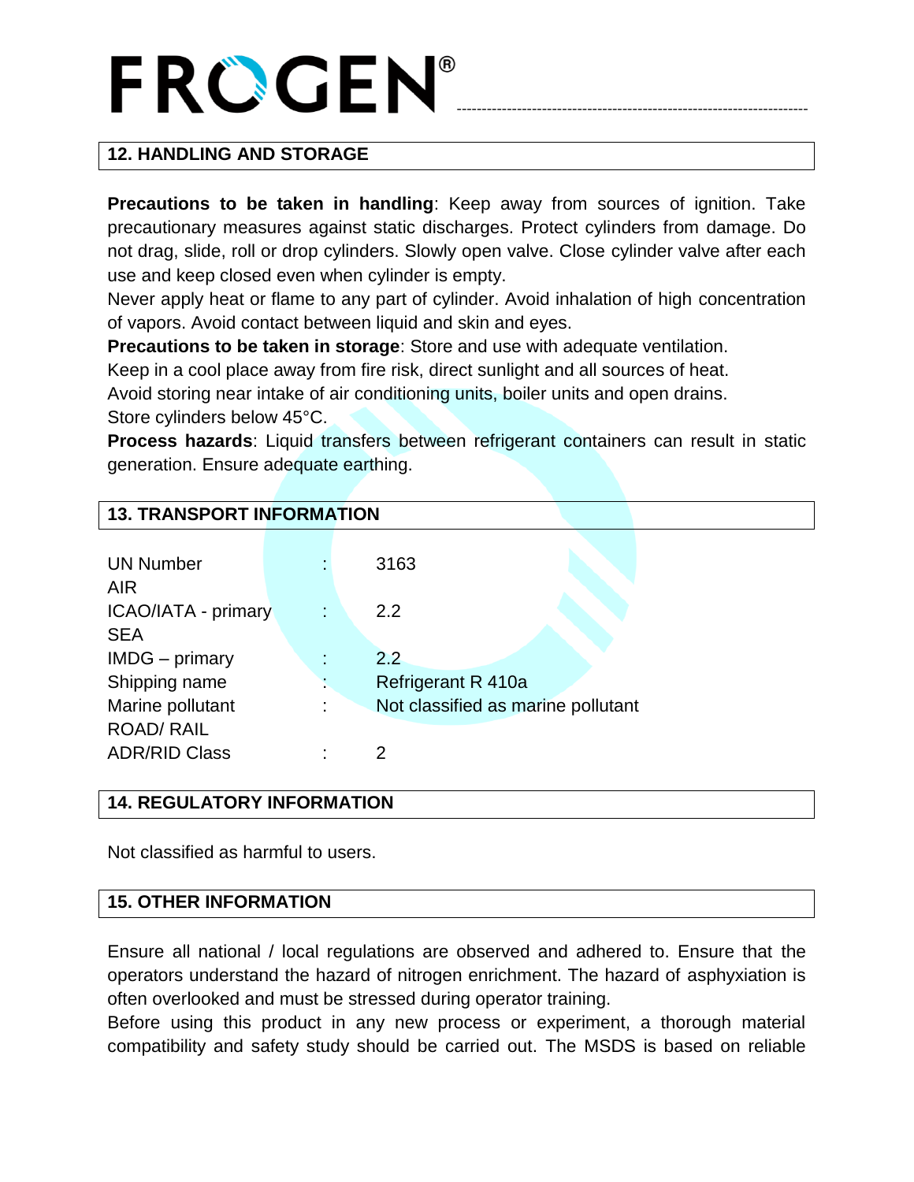## 12. HANDLING AND STORAGE

**Precautions to be taken in handling**: Keep away from sources of ignition. Take precautionary measures against static discharges. Protect cylinders from damage. Do not drag, slide, roll or drop cylinders. Slowly open valve. Close cylinder valve after each use and keep closed even when cylinder is empty.

Never apply heat or flame to any part of cylinder. Avoid inhalation of high concentration of vapors. Avoid contact between liquid and skin and eyes.

**Precautions to be taken in storage**: Store and use with adequate ventilation.

Keep in a cool place away from fire risk, direct sunlight and all sources of heat.

Avoid storing near intake of air conditioning units, boiler units and open drains.

Store cylinders below 45°C.

**Process hazards**: Liquid transfers between refrigerant containers can result in static generation. Ensure adequate earthing.

## 13. TRANSPORT INFORMATION

| | | |
|---|---|---|
| UN Number | : | 3163 |
| AIR | | |
| ICAO/IATA - primary | : | 2.2 |
| SEA | | |
| IMDG – primary | : | 2.2 |
| Shipping name | : | Refrigerant R 410a |
| Marine pollutant | : | Not classified as marine pollutant |
| ROAD/ RAIL | | |
| ADR/RID Class | : | 2 |

## 14. REGULATORY INFORMATION

Not classified as harmful to users.

## 15. OTHER INFORMATION

Ensure all national / local regulations are observed and adhered to. Ensure that the operators understand the hazard of nitrogen enrichment. The hazard of asphyxiation is often overlooked and must be stressed during operator training.

Before using this product in any new process or experiment, a thorough material compatibility and safety study should be carried out. The MSDS is based on reliable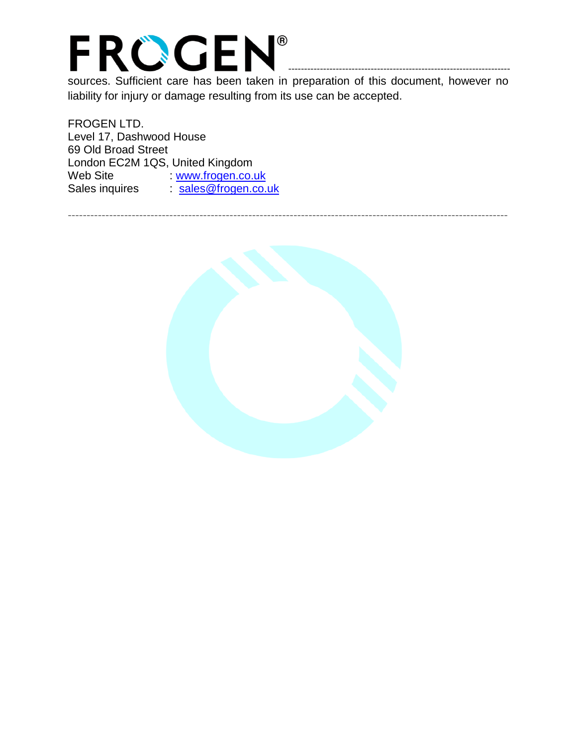sources. Sufficient care has been taken in preparation of this document, however no liability for injury or damage resulting from its use can be accepted.

FROGEN LTD.  
Level 17, Dashwood House  
69 Old Broad Street  
London EC2M 1QS, United Kingdom  
Web Site : www.frogen.co.uk  
Sales inquires : sales@frogen.co.uk

---